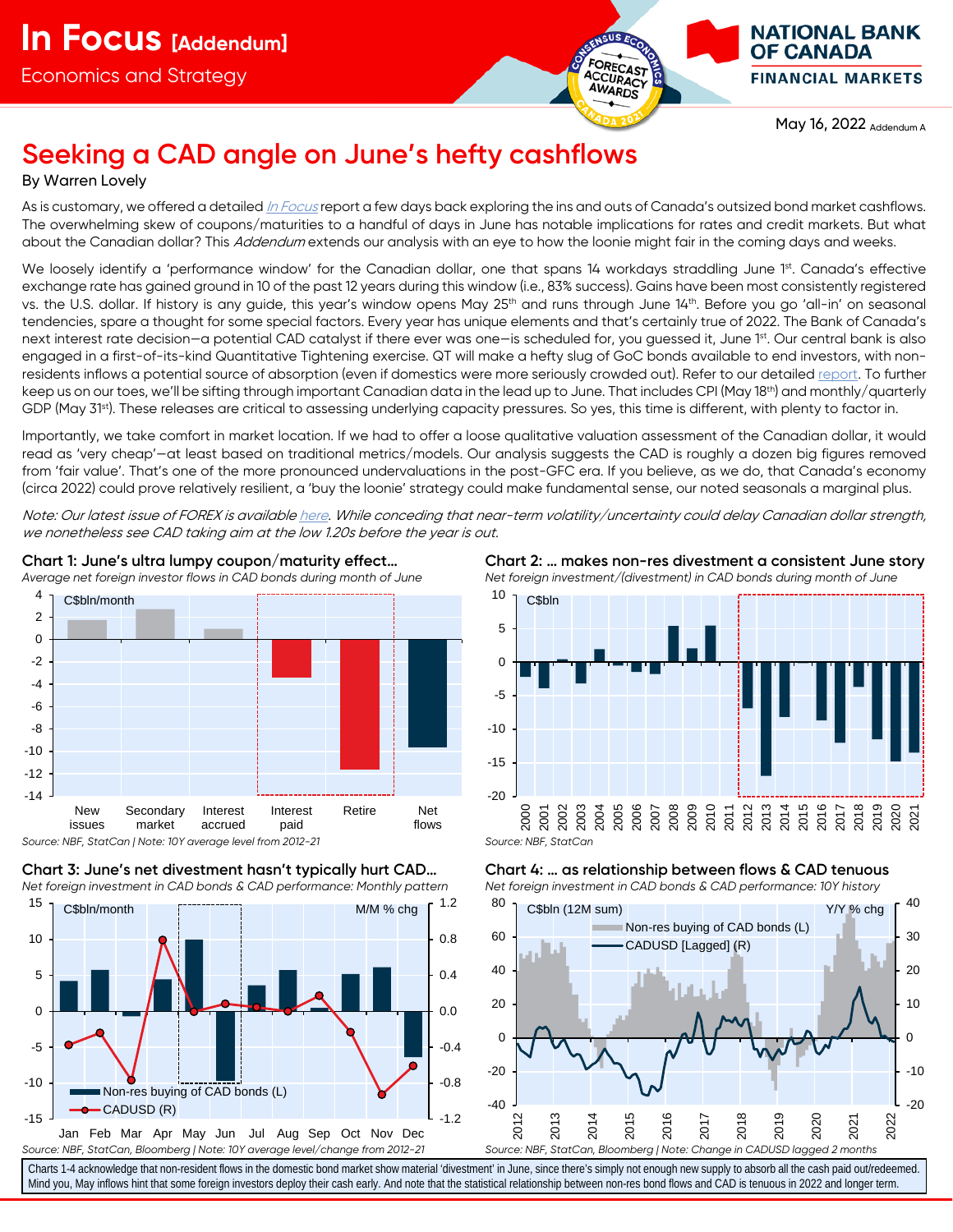# In Focus [Addendum]

Economics and Strategy

May 16, 2022 Addendum A

# Seeking a CAD angle on June's hefty cashflows

By Warren Lovely

As is customary, we offered a detailed *In Focus* report a few days back exploring the ins and outs of Canada's outsized bond market cashflows. The overwhelming skew of coupons/maturities to a handful of days in June has notable implications for rates and credit markets. But what about the Canadian dollar? This *Addendum* extends our analysis with an eye to how the loonie might fair in the coming days and weeks.

We loosely identify a 'performance window' for the Canadian dollar, one that spans 14 workdays straddling June 1st. Canada's effective exchange rate has gained ground in 10 of the past 12 years during this window (i.e., 83% success). Gains have been most consistently registered vs. the U.S. dollar. If history is any guide, this year's window opens May 25th and runs through June 14th. Before you go 'all-in' on seasonal tendencies, spare a thought for some special factors. Every year has unique elements and that's certainly true of 2022. The Bank of Canada's next interest rate decision—a potential CAD catalyst if there ever was one—is scheduled for, you guessed it, June 1st. Our central bank is also engaged in a first-of-its-kind Quantitative Tightening exercise. QT will make a hefty slug of GoC bonds available to end investors, with non-residents inflows a potential source of absorption (even if domestics were more seriously crowded out). Refer to our detailed report. To further keep us on our toes, we'll be sifting through important Canadian data in the lead up to June. That includes CPI (May 18th) and monthly/quarterly GDP (May 31st). These releases are critical to assessing underlying capacity pressures. So yes, this time is different, with plenty to factor in.

Importantly, we take comfort in market location. If we had to offer a loose qualitative valuation assessment of the Canadian dollar, it would read as 'very cheap'—at least based on traditional metrics/models. Our analysis suggests the CAD is roughly a dozen big figures removed from 'fair value'. That's one of the more pronounced undervaluations in the post-GFC era. If you believe, as we do, that Canada's economy (circa 2022) could prove relatively resilient, a 'buy the loonie' strategy could make fundamental sense, our noted seasonals a marginal plus.

*Note: Our latest issue of FOREX is available here. While conceding that near-term volatility/uncertainty could delay Canadian dollar strength, we nonetheless see CAD taking aim at the low 1.20s before the year is out.*

**Chart 1: June's ultra lumpy coupon/maturity effect...**

*Average net foreign investor flows in CAD bonds during month of June*

Source: NBF, StatCan | Note: 10Y average level from 2012-21

**Chart 2: ... makes non-res divestment a consistent June story**

*Net foreign investment/(divestment) in CAD bonds during month of June*

Source: NBF, StatCan

**Chart 3: June's net divestment hasn't typically hurt CAD...**

*Net foreign investment in CAD bonds & CAD performance: Monthly pattern*

Source: NBF, StatCan, Bloomberg | Note: 10Y average level/change from 2012-21

**Chart 4: ... as relationship between flows & CAD tenuous**

*Net foreign investment in CAD bonds & CAD performance: 10Y history*

Source: NBF, StatCan, Bloomberg | Note: Change in CADUSD lagged 2 months

Charts 1-4 acknowledge that non-resident flows in the domestic bond market show material 'divestment' in June, since there's simply not enough new supply to absorb all the cash paid out/redeemed. Mind you, May inflows hint that some foreign investors deploy their cash early. And note that the statistical relationship between non-res bond flows and CAD is tenuous in 2022 and longer term.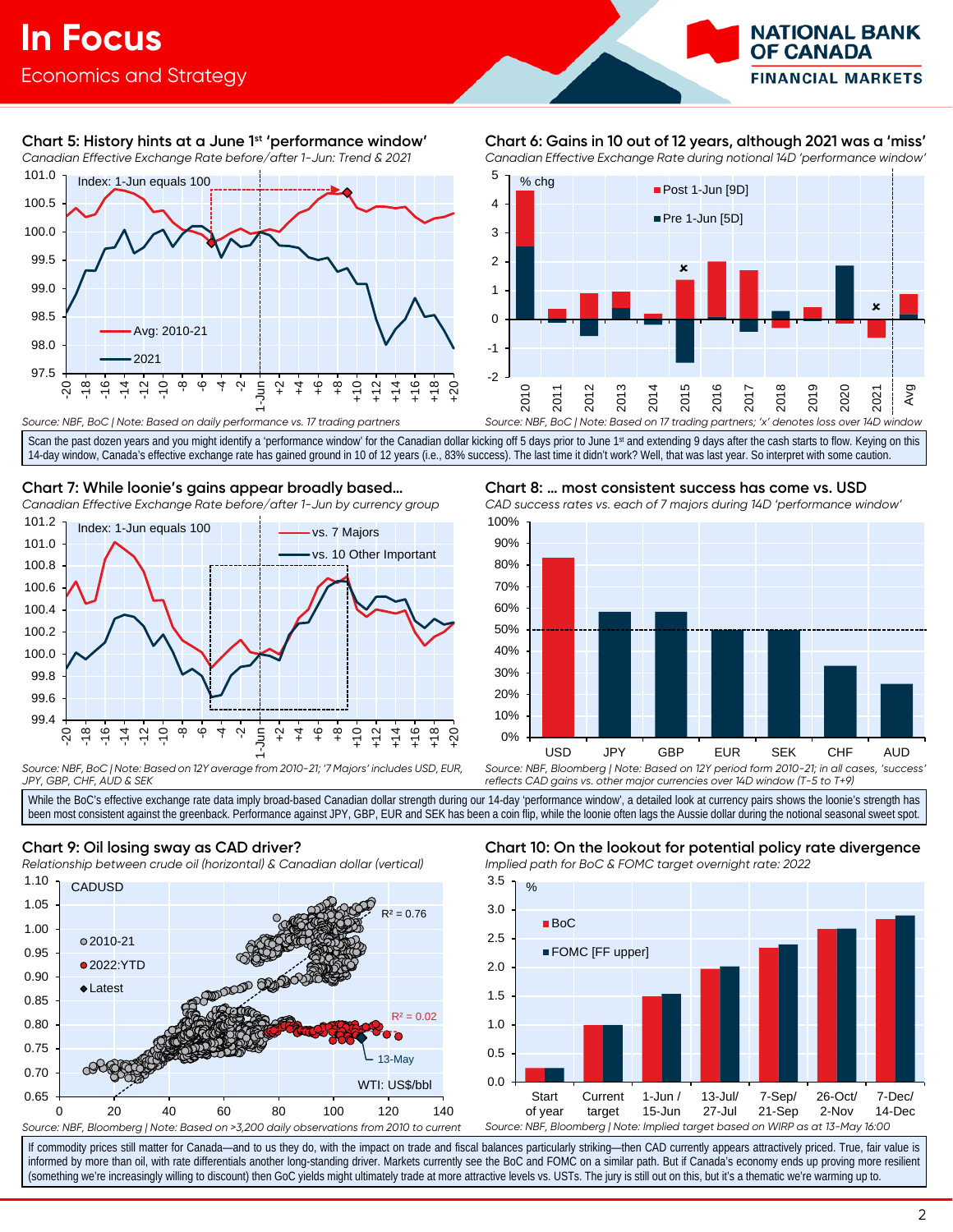## Chart 5: History hints at a June 1st 'performance window'

*Canadian Effective Exchange Rate before/after 1-Jun: Trend & 2021*

Index: 1-Jun equals 100

Avg: 2010-21

2021

Source: NBF, BoC | Note: Based on daily performance vs. 17 trading partners

## Chart 6: Gains in 10 out of 12 years, although 2021 was a 'miss'

*Canadian Effective Exchange Rate during notional 14D 'performance window'*

% chg

Post 1-Jun [9D]

Pre 1-Jun [5D]

Source: NBF, BoC | Note: Based on 17 trading partners; 'x' denotes loss over 14D window

Scan the past dozen years and you might identify a 'performance window' for the Canadian dollar kicking off 5 days prior to June 1st and extending 9 days after the cash starts to flow. Keying on this 14-day window, Canada's effective exchange rate has gained ground in 10 of 12 years (i.e., 83% success). The last time it didn't work? Well, that was last year. So interpret with some caution.

## Chart 7: While loonie's gains appear broadly based...

*Canadian Effective Exchange Rate before/after 1-Jun by currency group*

Index: 1-Jun equals 100

vs. 7 Majors

vs. 10 Other Important

Source: NBF, BoC | Note: Based on 12Y average from 2010-21; '7 Majors' includes USD, EUR, JPY, GBP, CHF, AUD & SEK

## Chart 8: ... most consistent success has come vs. USD

*CAD success rates vs. each of 7 majors during 14D 'performance window'*

Source: NBF, Bloomberg | Note: Based on 12Y period form 2010-21; in all cases, 'success' reflects CAD gains vs. other major currencies over 14D window (T-5 to T+9)

While the BoC's effective exchange rate data imply broad-based Canadian dollar strength during our 14-day 'performance window', a detailed look at currency pairs shows the loonie's strength has been most consistent against the greenback. Performance against JPY, GBP, EUR and SEK has been a coin flip, while the loonie often lags the Aussie dollar during the notional seasonal sweet spot.

## Chart 9: Oil losing sway as CAD driver?

*Relationship between crude oil (horizontal) & Canadian dollar (vertical)*

CADUSD

2010-21

2022:YTD

Latest

$R^2$ = 0.76

$R^2$ = 0.02

13-May

WTI: US$/bbl

Source: NBF, Bloomberg | Note: Based on >3,200 daily observations from 2010 to current

## Chart 10: On the lookout for potential policy rate divergence

*Implied path for BoC & FOMC target overnight rate: 2022*

%

BoC

FOMC [FF upper]

Source: NBF, Bloomberg | Note: Implied target based on WIRP as at 13-May 16:00

If commodity prices still matter for Canada—and to us they do, with the impact on trade and fiscal balances particularly striking—then CAD currently appears attractively priced. True, fair value is informed by more than oil, with rate differentials another long-standing driver. Markets currently see the BoC and FOMC on a similar path. But if Canada's economy ends up proving more resilient (something we're increasingly willing to discount) then GoC yields might ultimately trade at more attractive levels vs. USTs. The jury is still out on this, but it's a thematic we're warming up to.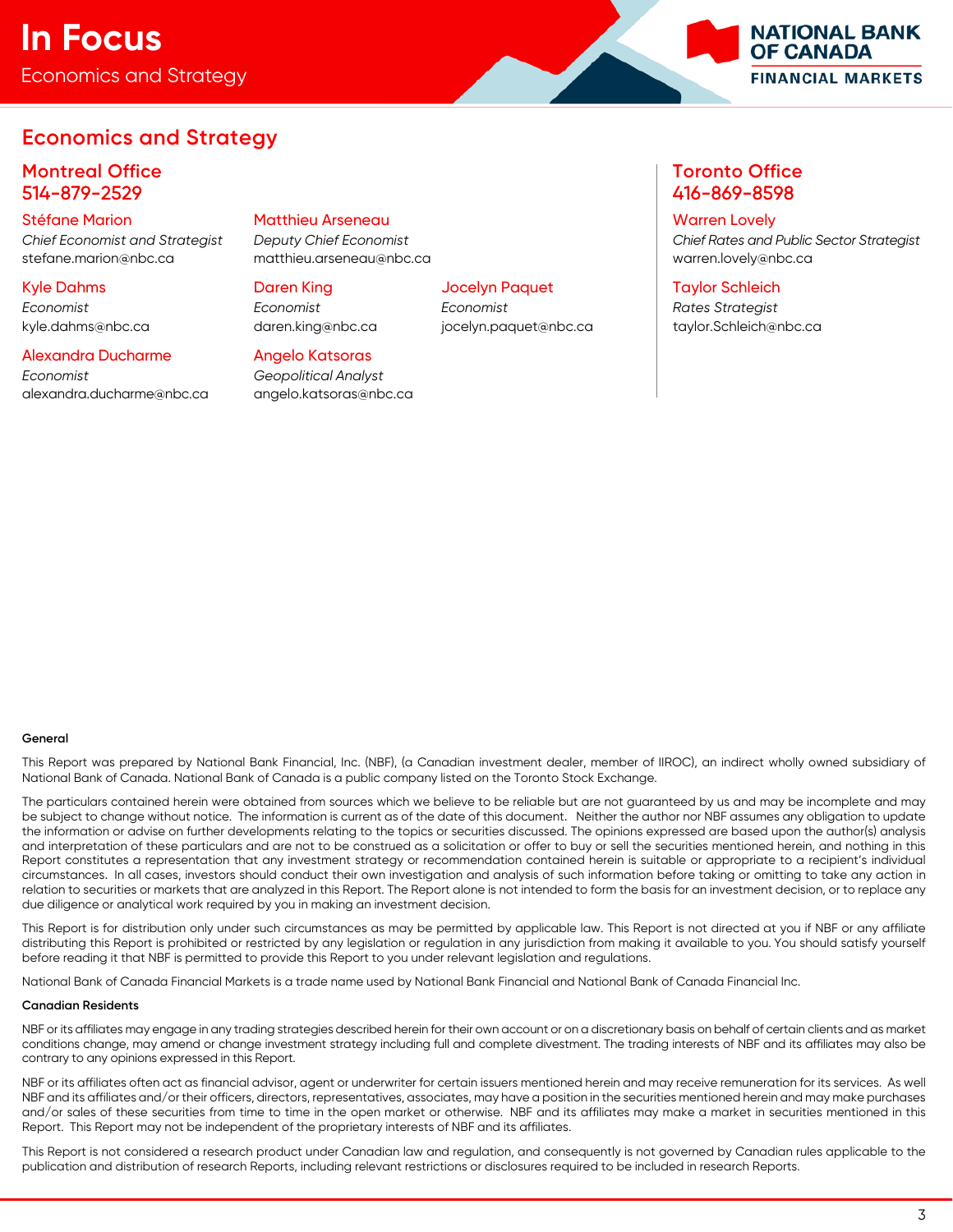## Economics and Strategy

### Montreal Office
### 514-879-2529

**Stéfane Marion**
*Chief Economist and Strategist*
stefane.marion@nbc.ca

**Matthieu Arseneau**
*Deputy Chief Economist*
matthieu.arseneau@nbc.ca

**Kyle Dahms**
*Economist*
kyle.dahms@nbc.ca

**Daren King**
*Economist*
daren.king@nbc.ca

**Jocelyn Paquet**
*Economist*
jocelyn.paquet@nbc.ca

**Alexandra Ducharme**
*Economist*
alexandra.ducharme@nbc.ca

**Angelo Katsoras**
*Geopolitical Analyst*
angelo.katsoras@nbc.ca

### Toronto Office
### 416-869-8598

**Warren Lovely**
*Chief Rates and Public Sector Strategist*
warren.lovely@nbc.ca

**Taylor Schleich**
*Rates Strategist*
taylor.Schleich@nbc.ca

**General**

This Report was prepared by National Bank Financial, Inc. (NBF), (a Canadian investment dealer, member of IIROC), an indirect wholly owned subsidiary of National Bank of Canada. National Bank of Canada is a public company listed on the Toronto Stock Exchange.

The particulars contained herein were obtained from sources which we believe to be reliable but are not guaranteed by us and may be incomplete and may be subject to change without notice. The information is current as of the date of this document. Neither the author nor NBF assumes any obligation to update the information or advise on further developments relating to the topics or securities discussed. The opinions expressed are based upon the author(s) analysis and interpretation of these particulars and are not to be construed as a solicitation or offer to buy or sell the securities mentioned herein, and nothing in this Report constitutes a representation that any investment strategy or recommendation contained herein is suitable or appropriate to a recipient's individual circumstances. In all cases, investors should conduct their own investigation and analysis of such information before taking or omitting to take any action in relation to securities or markets that are analyzed in this Report. The Report alone is not intended to form the basis for an investment decision, or to replace any due diligence or analytical work required by you in making an investment decision.

This Report is for distribution only under such circumstances as may be permitted by applicable law. This Report is not directed at you if NBF or any affiliate distributing this Report is prohibited or restricted by any legislation or regulation in any jurisdiction from making it available to you. You should satisfy yourself before reading it that NBF is permitted to provide this Report to you under relevant legislation and regulations.

National Bank of Canada Financial Markets is a trade name used by National Bank Financial and National Bank of Canada Financial Inc.

**Canadian Residents**

NBF or its affiliates may engage in any trading strategies described herein for their own account or on a discretionary basis on behalf of certain clients and as market conditions change, may amend or change investment strategy including full and complete divestment. The trading interests of NBF and its affiliates may also be contrary to any opinions expressed in this Report.

NBF or its affiliates often act as financial advisor, agent or underwriter for certain issuers mentioned herein and may receive remuneration for its services. As well NBF and its affiliates and/or their officers, directors, representatives, associates, may have a position in the securities mentioned herein and may make purchases and/or sales of these securities from time to time in the open market or otherwise. NBF and its affiliates may make a market in securities mentioned in this Report. This Report may not be independent of the proprietary interests of NBF and its affiliates.

This Report is not considered a research product under Canadian law and regulation, and consequently is not governed by Canadian rules applicable to the publication and distribution of research Reports, including relevant restrictions or disclosures required to be included in research Reports.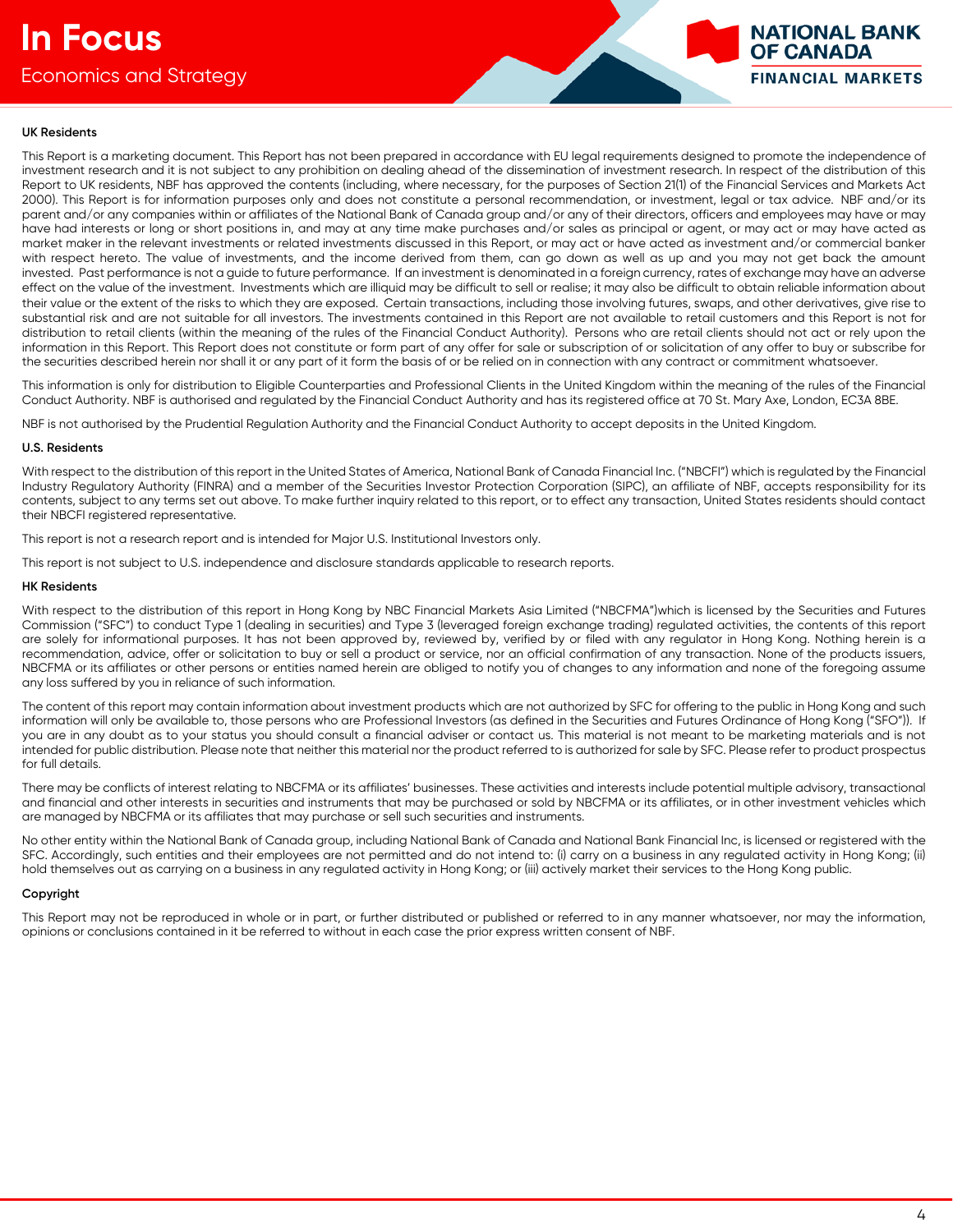**UK Residents**

This Report is a marketing document. This Report has not been prepared in accordance with EU legal requirements designed to promote the independence of investment research and it is not subject to any prohibition on dealing ahead of the dissemination of investment research. In respect of the distribution of this Report to UK residents, NBF has approved the contents (including, where necessary, for the purposes of Section 21(1) of the Financial Services and Markets Act 2000). This Report is for information purposes only and does not constitute a personal recommendation, or investment, legal or tax advice. NBF and/or its parent and/or any companies within or affiliates of the National Bank of Canada group and/or any of their directors, officers and employees may have or may have had interests or long or short positions in, and may at any time make purchases and/or sales as principal or agent, or may act or may have acted as market maker in the relevant investments or related investments discussed in this Report, or may act or have acted as investment and/or commercial banker with respect hereto. The value of investments, and the income derived from them, can go down as well as up and you may not get back the amount invested. Past performance is not a guide to future performance. If an investment is denominated in a foreign currency, rates of exchange may have an adverse effect on the value of the investment. Investments which are illiquid may be difficult to sell or realise; it may also be difficult to obtain reliable information about their value or the extent of the risks to which they are exposed. Certain transactions, including those involving futures, swaps, and other derivatives, give rise to substantial risk and are not suitable for all investors. The investments contained in this Report are not available to retail customers and this Report is not for distribution to retail clients (within the meaning of the rules of the Financial Conduct Authority). Persons who are retail clients should not act or rely upon the information in this Report. This Report does not constitute or form part of any offer for sale or subscription of or solicitation of any offer to buy or subscribe for the securities described herein nor shall it or any part of it form the basis of or be relied on in connection with any contract or commitment whatsoever.

This information is only for distribution to Eligible Counterparties and Professional Clients in the United Kingdom within the meaning of the rules of the Financial Conduct Authority. NBF is authorised and regulated by the Financial Conduct Authority and has its registered office at 70 St. Mary Axe, London, EC3A 8BE.

NBF is not authorised by the Prudential Regulation Authority and the Financial Conduct Authority to accept deposits in the United Kingdom.

**U.S. Residents**

With respect to the distribution of this report in the United States of America, National Bank of Canada Financial Inc. ("NBCFI") which is regulated by the Financial Industry Regulatory Authority (FINRA) and a member of the Securities Investor Protection Corporation (SIPC), an affiliate of NBF, accepts responsibility for its contents, subject to any terms set out above. To make further inquiry related to this report, or to effect any transaction, United States residents should contact their NBCFI registered representative.

This report is not a research report and is intended for Major U.S. Institutional Investors only.

This report is not subject to U.S. independence and disclosure standards applicable to research reports.

**HK Residents**

With respect to the distribution of this report in Hong Kong by NBC Financial Markets Asia Limited ("NBCFMA")which is licensed by the Securities and Futures Commission ("SFC") to conduct Type 1 (dealing in securities) and Type 3 (leveraged foreign exchange trading) regulated activities, the contents of this report are solely for informational purposes. It has not been approved by, reviewed by, verified by or filed with any regulator in Hong Kong. Nothing herein is a recommendation, advice, offer or solicitation to buy or sell a product or service, nor an official confirmation of any transaction. None of the products issuers, NBCFMA or its affiliates or other persons or entities named herein are obliged to notify you of changes to any information and none of the foregoing assume any loss suffered by you in reliance of such information.

The content of this report may contain information about investment products which are not authorized by SFC for offering to the public in Hong Kong and such information will only be available to, those persons who are Professional Investors (as defined in the Securities and Futures Ordinance of Hong Kong ("SFO")). If you are in any doubt as to your status you should consult a financial adviser or contact us. This material is not meant to be marketing materials and is not intended for public distribution. Please note that neither this material nor the product referred to is authorized for sale by SFC. Please refer to product prospectus for full details.

There may be conflicts of interest relating to NBCFMA or its affiliates' businesses. These activities and interests include potential multiple advisory, transactional and financial and other interests in securities and instruments that may be purchased or sold by NBCFMA or its affiliates, or in other investment vehicles which are managed by NBCFMA or its affiliates that may purchase or sell such securities and instruments.

No other entity within the National Bank of Canada group, including National Bank of Canada and National Bank Financial Inc, is licensed or registered with the SFC. Accordingly, such entities and their employees are not permitted and do not intend to: (i) carry on a business in any regulated activity in Hong Kong; (ii) hold themselves out as carrying on a business in any regulated activity in Hong Kong; or (iii) actively market their services to the Hong Kong public.

**Copyright**

This Report may not be reproduced in whole or in part, or further distributed or published or referred to in any manner whatsoever, nor may the information, opinions or conclusions contained in it be referred to without in each case the prior express written consent of NBF.